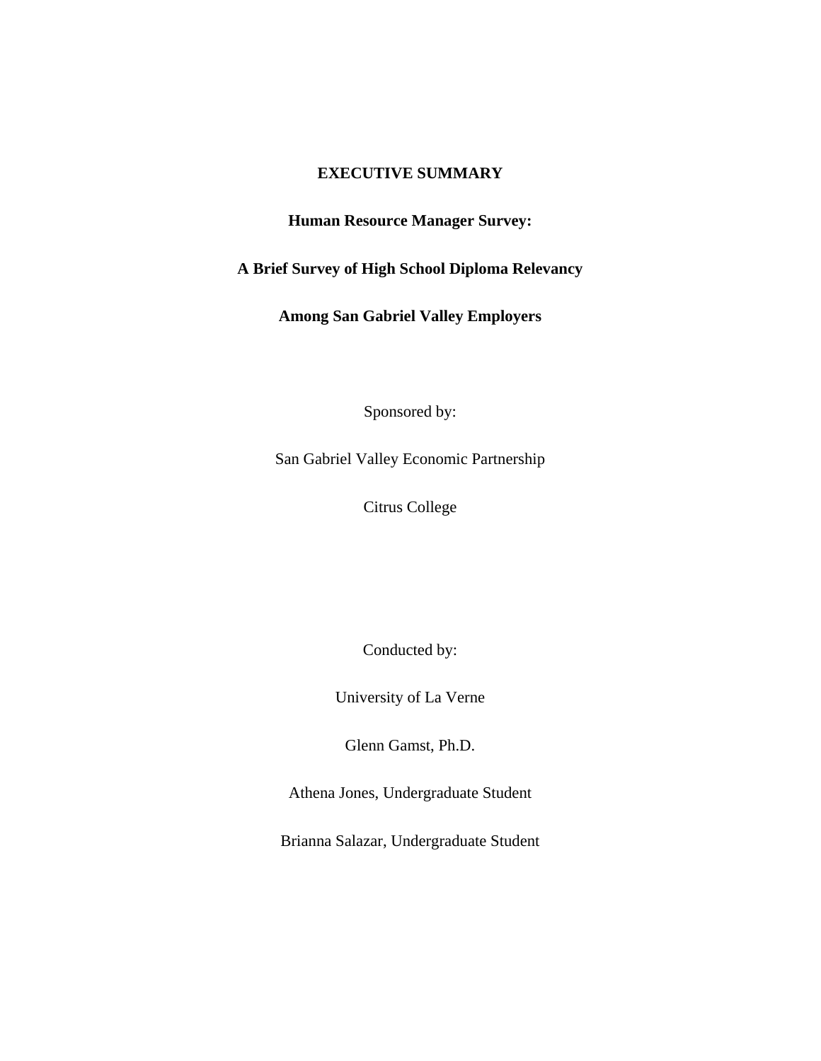# EXECUTIVE SUMMARY

## Human Resource Manager Survey:

## A Brief Survey of High School Diploma Relevancy

## Among San Gabriel Valley Employers

Sponsored by:

San Gabriel Valley Economic Partnership

Citrus College

Conducted by:

University of La Verne

Glenn Gamst, Ph.D.

Athena Jones, Undergraduate Student

Brianna Salazar, Undergraduate Student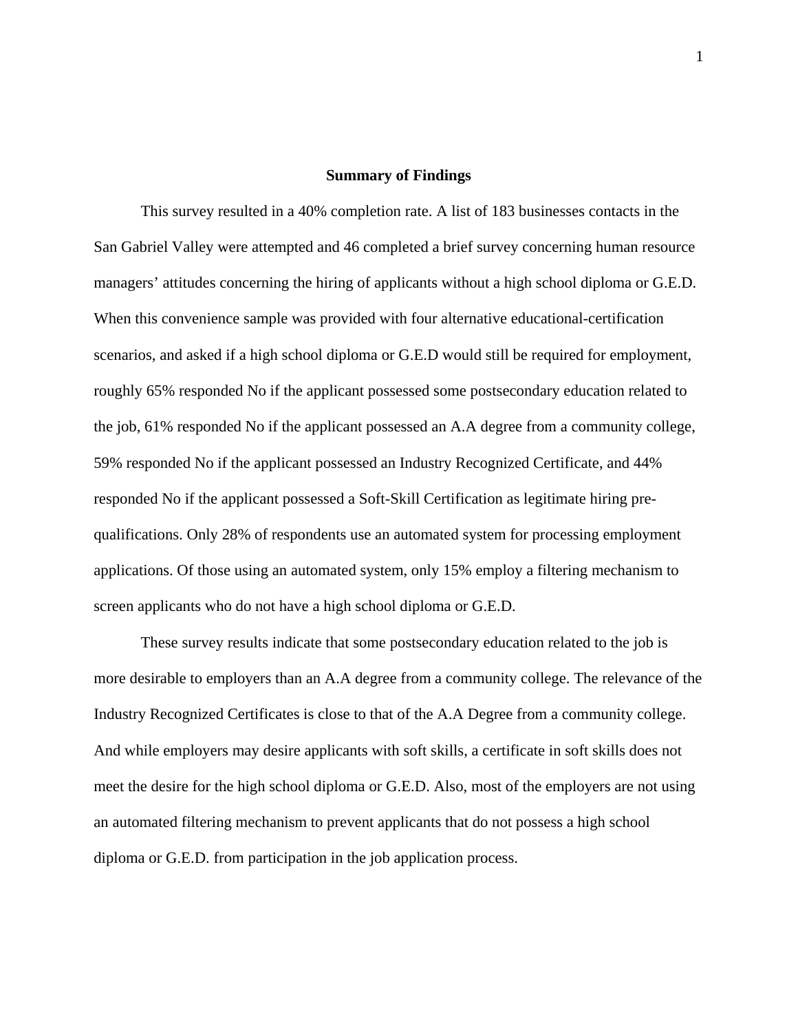**Summary of Findings**

This survey resulted in a 40% completion rate. A list of 183 businesses contacts in the San Gabriel Valley were attempted and 46 completed a brief survey concerning human resource managers' attitudes concerning the hiring of applicants without a high school diploma or G.E.D. When this convenience sample was provided with four alternative educational-certification scenarios, and asked if a high school diploma or G.E.D would still be required for employment, roughly 65% responded No if the applicant possessed some postsecondary education related to the job, 61% responded No if the applicant possessed an A.A degree from a community college, 59% responded No if the applicant possessed an Industry Recognized Certificate, and 44% responded No if the applicant possessed a Soft-Skill Certification as legitimate hiring pre-qualifications. Only 28% of respondents use an automated system for processing employment applications. Of those using an automated system, only 15% employ a filtering mechanism to screen applicants who do not have a high school diploma or G.E.D.

These survey results indicate that some postsecondary education related to the job is more desirable to employers than an A.A degree from a community college. The relevance of the Industry Recognized Certificates is close to that of the A.A Degree from a community college. And while employers may desire applicants with soft skills, a certificate in soft skills does not meet the desire for the high school diploma or G.E.D. Also, most of the employers are not using an automated filtering mechanism to prevent applicants that do not possess a high school diploma or G.E.D. from participation in the job application process.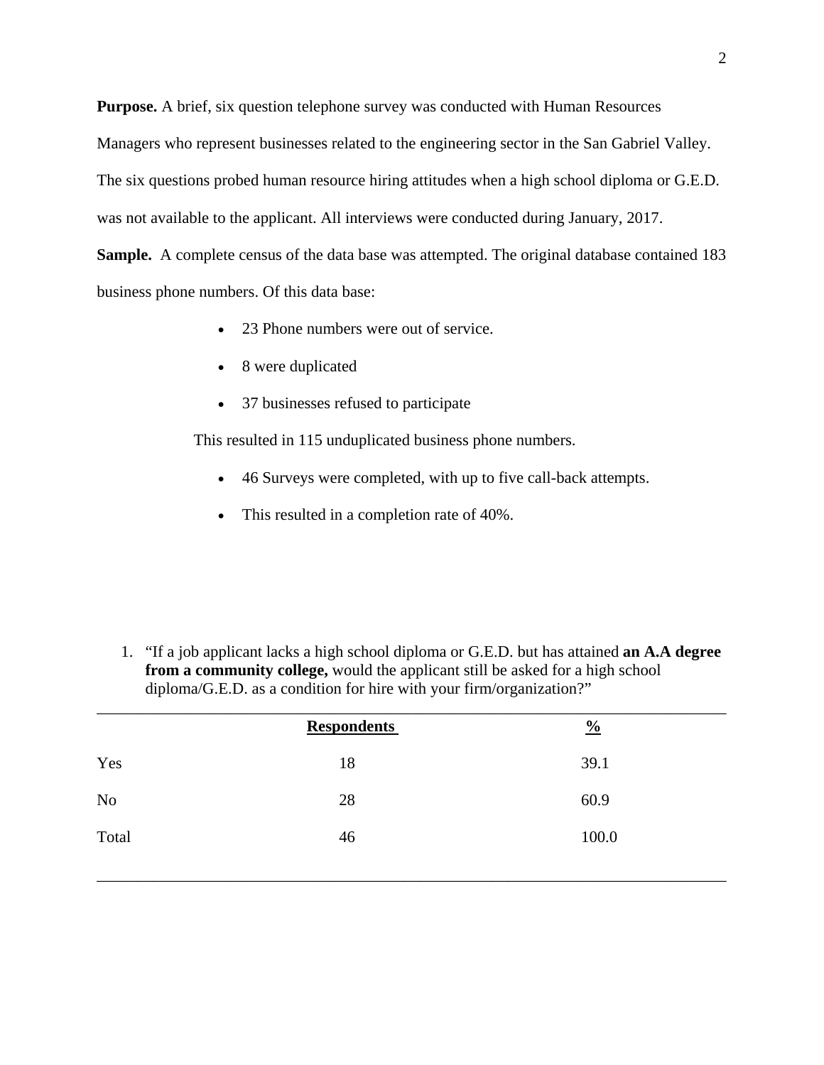**Purpose.** A brief, six question telephone survey was conducted with Human Resources Managers who represent businesses related to the engineering sector in the San Gabriel Valley. The six questions probed human resource hiring attitudes when a high school diploma or G.E.D. was not available to the applicant. All interviews were conducted during January, 2017.

**Sample.** A complete census of the data base was attempted. The original database contained 183 business phone numbers. Of this data base:

- 23 Phone numbers were out of service.
- 8 were duplicated
- 37 businesses refused to participate

This resulted in 115 unduplicated business phone numbers.

- 46 Surveys were completed, with up to five call-back attempts.
- This resulted in a completion rate of 40%.

1. "If a job applicant lacks a high school diploma or G.E.D. but has attained **an A.A degree from a community college,** would the applicant still be asked for a high school diploma/G.E.D. as a condition for hire with your firm/organization?"

| | **Respondents** | **%** |
|---|---|---|
| Yes | 18 | 39.1 |
| No | 28 | 60.9 |
| Total | 46 | 100.0 |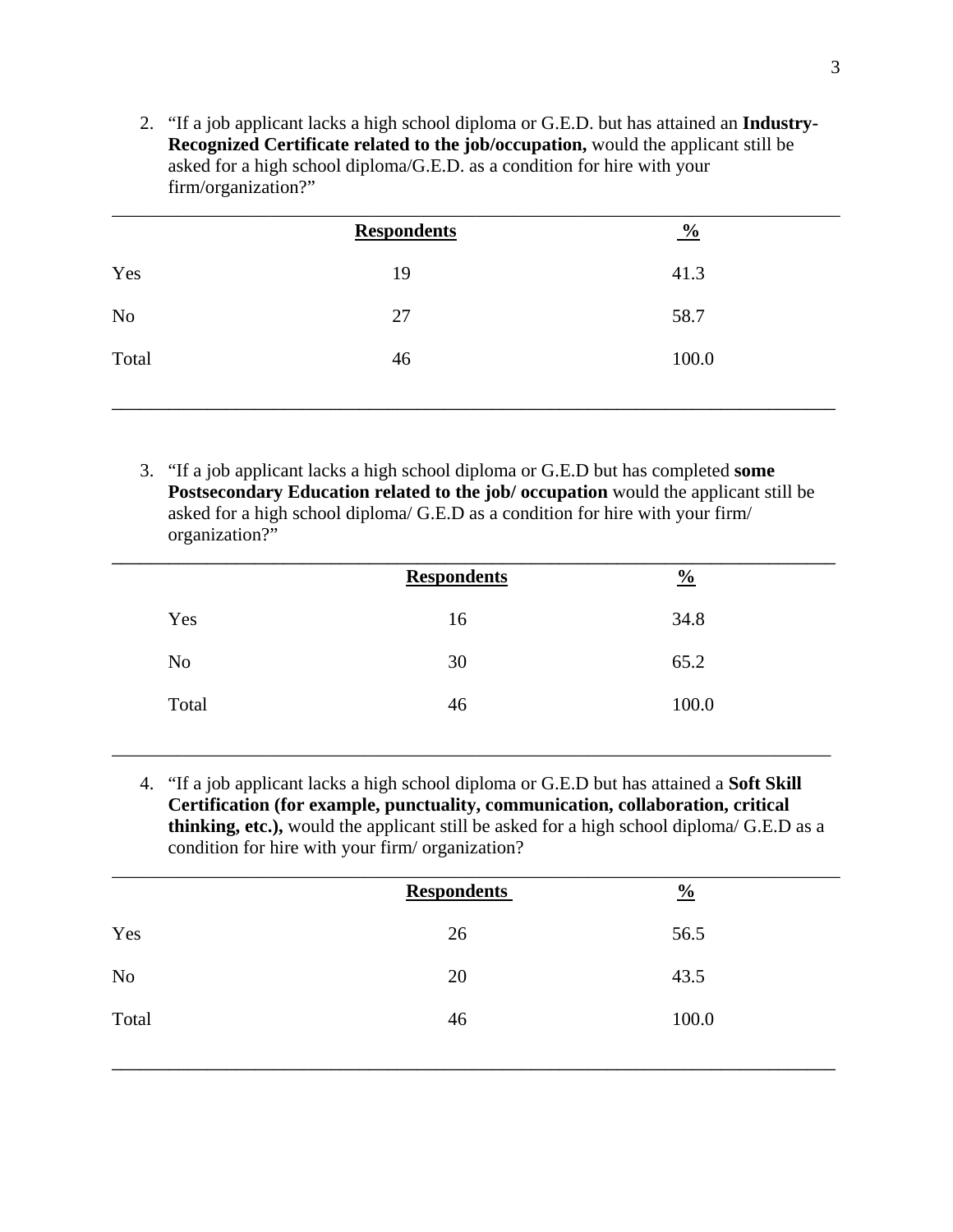2. "If a job applicant lacks a high school diploma or G.E.D. but has attained an **Industry-Recognized Certificate related to the job/occupation,** would the applicant still be asked for a high school diploma/G.E.D. as a condition for hire with your firm/organization?"

| | Respondents | % |
|---|---|---|
| Yes | 19 | 41.3 |
| No | 27 | 58.7 |
| Total | 46 | 100.0 |

3. "If a job applicant lacks a high school diploma or G.E.D but has completed **some Postsecondary Education related to the job/ occupation** would the applicant still be asked for a high school diploma/ G.E.D as a condition for hire with your firm/ organization?"

| | Respondents | % |
|---|---|---|
| Yes | 16 | 34.8 |
| No | 30 | 65.2 |
| Total | 46 | 100.0 |

4. "If a job applicant lacks a high school diploma or G.E.D but has attained a **Soft Skill Certification (for example, punctuality, communication, collaboration, critical thinking, etc.),** would the applicant still be asked for a high school diploma/ G.E.D as a condition for hire with your firm/ organization?

| | Respondents | % |
|---|---|---|
| Yes | 26 | 56.5 |
| No | 20 | 43.5 |
| Total | 46 | 100.0 |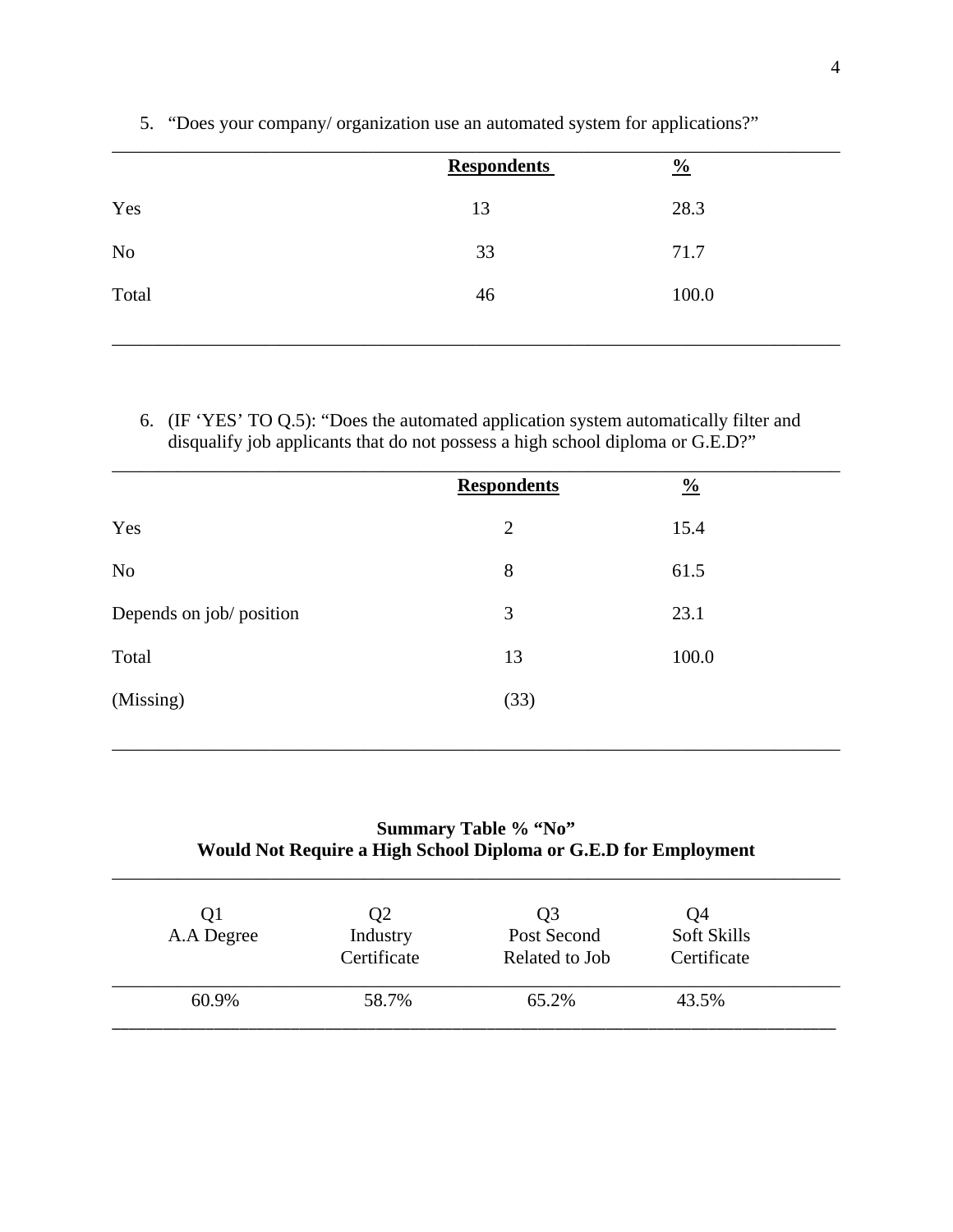5. "Does your company/ organization use an automated system for applications?"

| | Respondents | % |
|---|---|---|
| Yes | 13 | 28.3 |
| No | 33 | 71.7 |
| Total | 46 | 100.0 |

6. (IF 'YES' TO Q.5): "Does the automated application system automatically filter and disqualify job applicants that do not possess a high school diploma or G.E.D?"

| | Respondents | % |
|---|---|---|
| Yes | 2 | 15.4 |
| No | 8 | 61.5 |
| Depends on job/ position | 3 | 23.1 |
| Total | 13 | 100.0 |
| (Missing) | (33) | |

**Summary Table % "No"**
**Would Not Require a High School Diploma or G.E.D for Employment**

| Q1 A.A Degree | Q2 Industry Certificate | Q3 Post Second Related to Job | Q4 Soft Skills Certificate |
|---|---|---|---|
| 60.9% | 58.7% | 65.2% | 43.5% |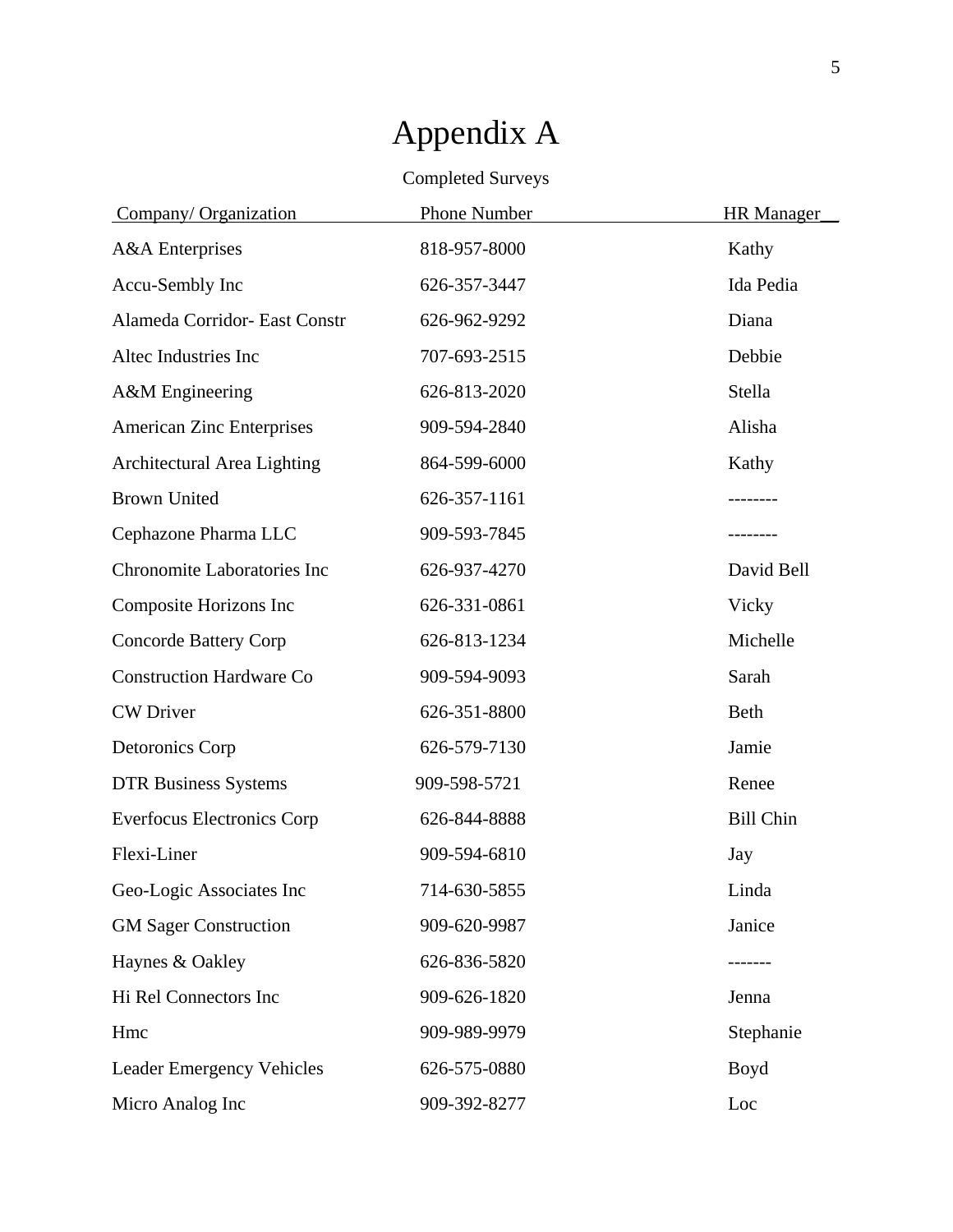# Appendix A

Completed Surveys

| Company/ Organization | Phone Number | HR Manager |
| --- | --- | --- |
| A&A Enterprises | 818-957-8000 | Kathy |
| Accu-Sembly Inc | 626-357-3447 | Ida Pedia |
| Alameda Corridor- East Constr | 626-962-9292 | Diana |
| Altec Industries Inc | 707-693-2515 | Debbie |
| A&M Engineering | 626-813-2020 | Stella |
| American Zinc Enterprises | 909-594-2840 | Alisha |
| Architectural Area Lighting | 864-599-6000 | Kathy |
| Brown United | 626-357-1161 | -------- |
| Cephazone Pharma LLC | 909-593-7845 | -------- |
| Chronomite Laboratories Inc | 626-937-4270 | David Bell |
| Composite Horizons Inc | 626-331-0861 | Vicky |
| Concorde Battery Corp | 626-813-1234 | Michelle |
| Construction Hardware Co | 909-594-9093 | Sarah |
| CW Driver | 626-351-8800 | Beth |
| Detoronics Corp | 626-579-7130 | Jamie |
| DTR Business Systems | 909-598-5721 | Renee |
| Everfocus Electronics Corp | 626-844-8888 | Bill Chin |
| Flexi-Liner | 909-594-6810 | Jay |
| Geo-Logic Associates Inc | 714-630-5855 | Linda |
| GM Sager Construction | 909-620-9987 | Janice |
| Haynes & Oakley | 626-836-5820 | ------- |
| Hi Rel Connectors Inc | 909-626-1820 | Jenna |
| Hmc | 909-989-9979 | Stephanie |
| Leader Emergency Vehicles | 626-575-0880 | Boyd |
| Micro Analog Inc | 909-392-8277 | Loc |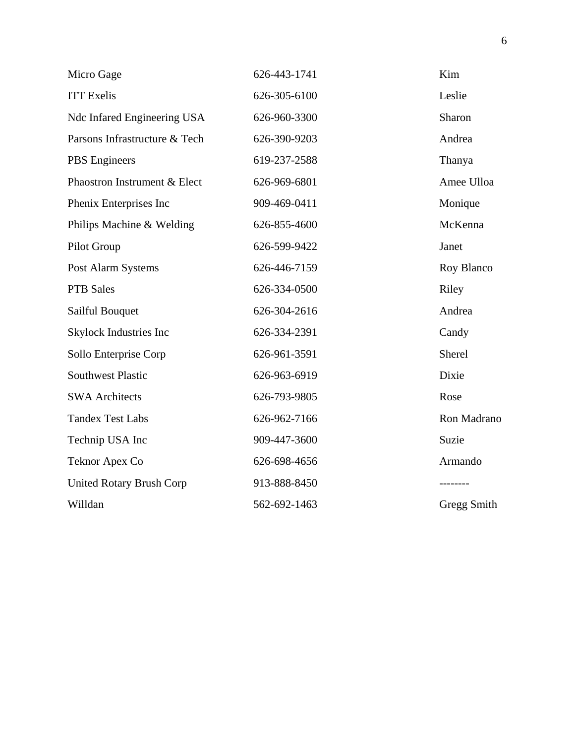| | | |
|---|---|---|
| Micro Gage | 626-443-1741 | Kim |
| ITT Exelis | 626-305-6100 | Leslie |
| Ndc Infared Engineering USA | 626-960-3300 | Sharon |
| Parsons Infrastructure & Tech | 626-390-9203 | Andrea |
| PBS Engineers | 619-237-2588 | Thanya |
| Phaostron Instrument & Elect | 626-969-6801 | Amee Ulloa |
| Phenix Enterprises Inc | 909-469-0411 | Monique |
| Philips Machine & Welding | 626-855-4600 | McKenna |
| Pilot Group | 626-599-9422 | Janet |
| Post Alarm Systems | 626-446-7159 | Roy Blanco |
| PTB Sales | 626-334-0500 | Riley |
| Sailful Bouquet | 626-304-2616 | Andrea |
| Skylock Industries Inc | 626-334-2391 | Candy |
| Sollo Enterprise Corp | 626-961-3591 | Sherel |
| Southwest Plastic | 626-963-6919 | Dixie |
| SWA Architects | 626-793-9805 | Rose |
| Tandex Test Labs | 626-962-7166 | Ron Madrano |
| Technip USA Inc | 909-447-3600 | Suzie |
| Teknor Apex Co | 626-698-4656 | Armando |
| United Rotary Brush Corp | 913-888-8450 | -------- |
| Willdan | 562-692-1463 | Gregg Smith |